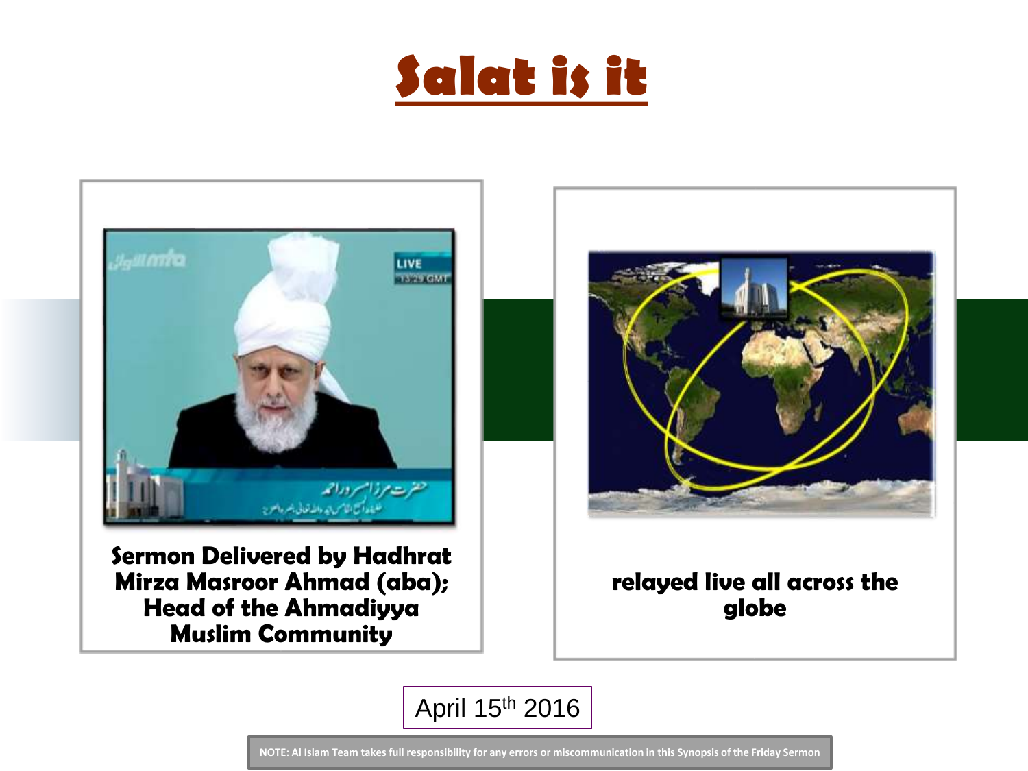# Salat is it

**Sermon Delivered by Hadhrat Mirza Masroor Ahmad (aba); Head of the Ahmadiyya Muslim Community**

**relayed live all across the globe**

April 15th 2016

**NOTE: Al Islam Team takes full responsibility for any errors or miscommunication in this Synopsis of the Friday Sermon**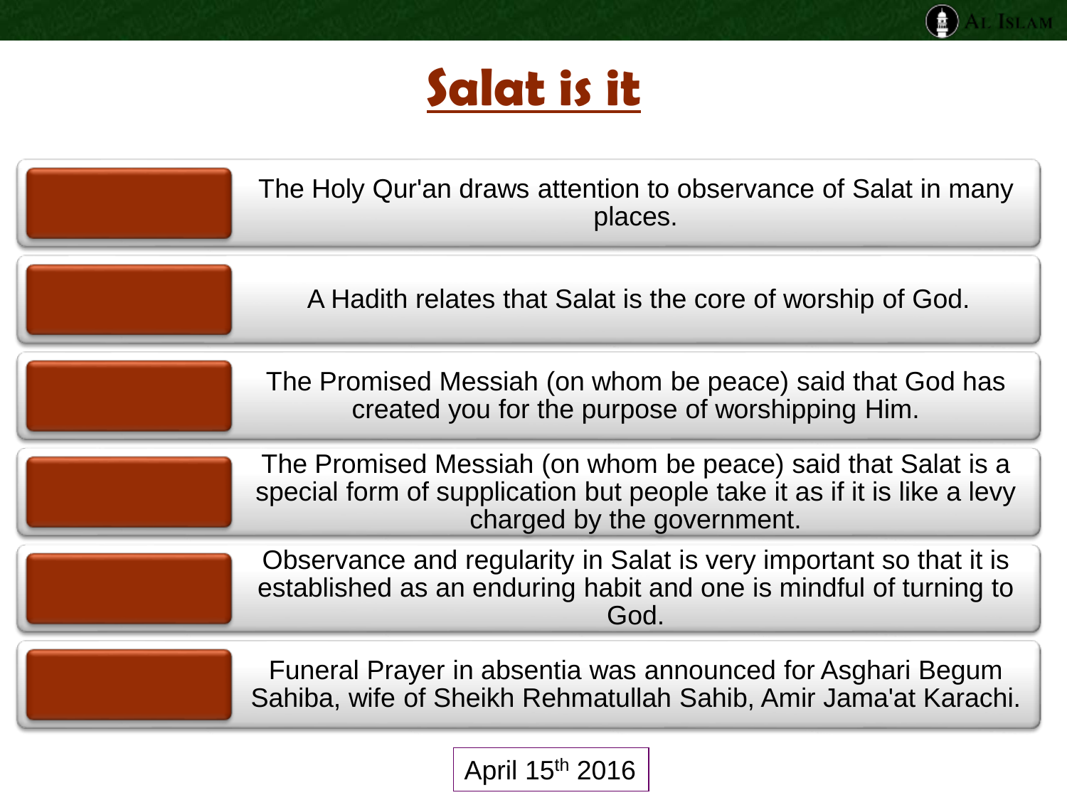# Salat is it

- The Holy Qur'an draws attention to observance of Salat in many places.
- A Hadith relates that Salat is the core of worship of God.
- The Promised Messiah (on whom be peace) said that God has created you for the purpose of worshipping Him.
- The Promised Messiah (on whom be peace) said that Salat is a special form of supplication but people take it as if it is like a levy charged by the government.
- Observance and regularity in Salat is very important so that it is established as an enduring habit and one is mindful of turning to God.
- Funeral Prayer in absentia was announced for Asghari Begum Sahiba, wife of Sheikh Rehmatullah Sahib, Amir Jama'at Karachi.

April 15th 2016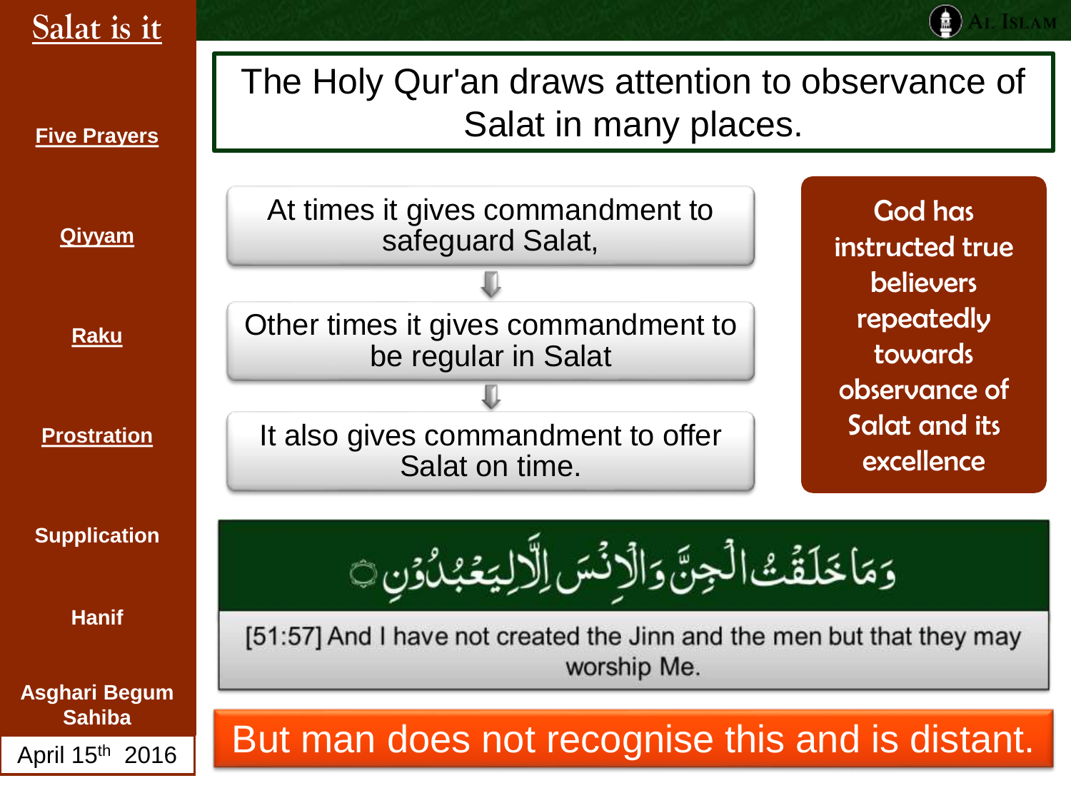# Salat is it

- Five Prayers
- Qiyyam
- Raku
- Prostration
- Supplication
- Hanif

Asghari Begum Sahiba

April 15th 2016

## The Holy Qur'an draws attention to observance of Salat in many places.

At times it gives commandment to safeguard Salat,

Other times it gives commandment to be regular in Salat

It also gives commandment to offer Salat on time.

God has instructed true believers repeatedly towards observance of Salat and its excellence

وَمَا خَلَقْتُ الْجِنَّ وَالْإِنْسَ إِلَّا لِيَعْبُدُوْنِ ۝

[51:57] And I have not created the Jinn and the men but that they may worship Me.

**But man does not recognise this and is distant.**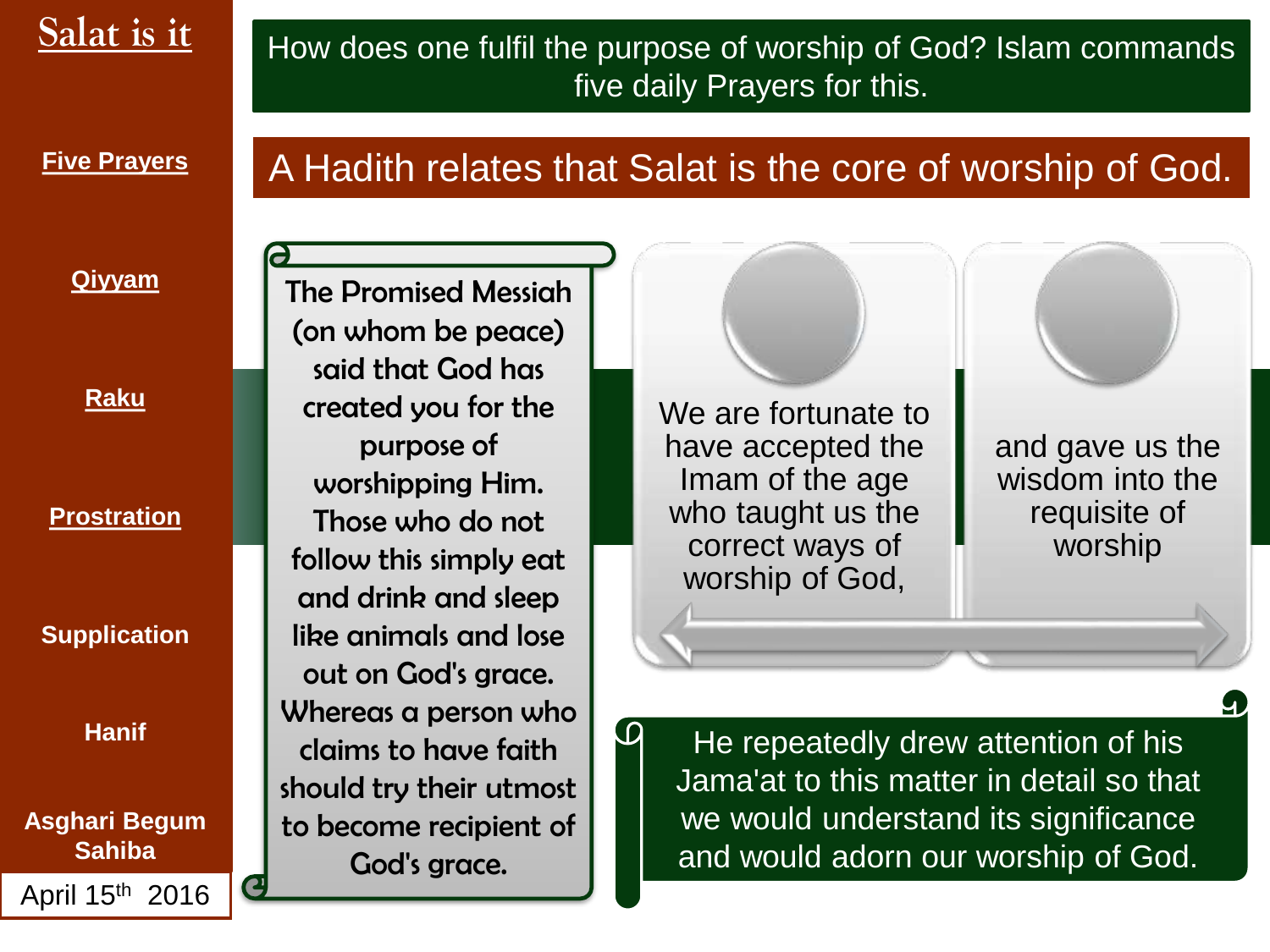# Salat is it

- Five Prayers
- Qiyyam
- Raku
- Prostration
- Supplication
- Hanif

Asghari Begum Sahiba

April 15th 2016

How does one fulfil the purpose of worship of God? Islam commands five daily Prayers for this.

## A Hadith relates that Salat is the core of worship of God.

The Promised Messiah (on whom be peace) said that God has created you for the purpose of worshipping Him. Those who do not follow this simply eat and drink and sleep like animals and lose out on God's grace. Whereas a person who claims to have faith should try their utmost to become recipient of God's grace.

We are fortunate to have accepted the Imam of the age who taught us the correct ways of worship of God,

and gave us the wisdom into the requisite of worship

He repeatedly drew attention of his Jama'at to this matter in detail so that we would understand its significance and would adorn our worship of God.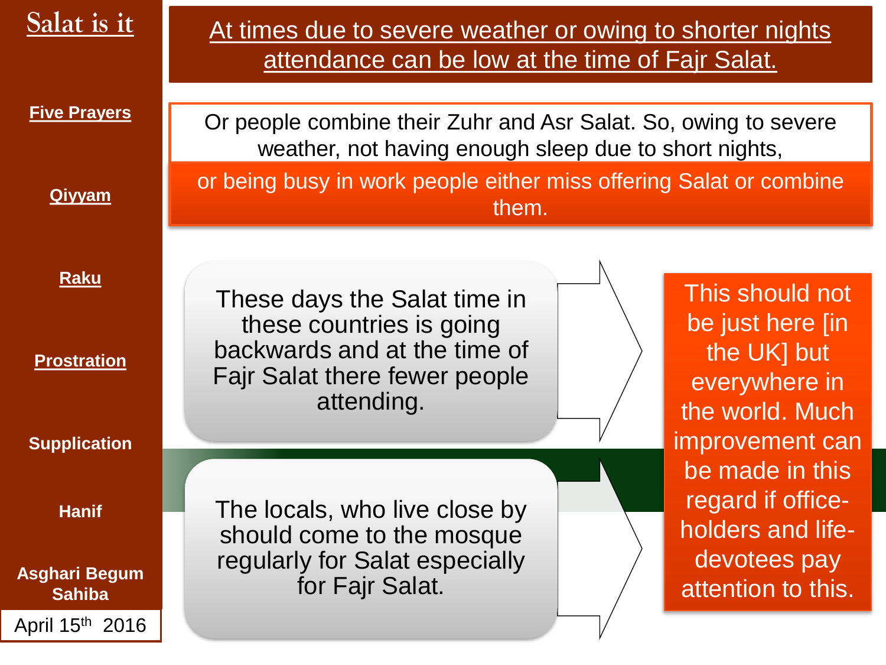# Salat is it

- Five Prayers
- Qiyyam
- Raku
- Prostration
- Supplication
- Hanif

Asghari Begum Sahiba

April 15th 2016

## At times due to severe weather or owing to shorter nights attendance can be low at the time of Fajr Salat.

Or people combine their Zuhr and Asr Salat. So, owing to severe weather, not having enough sleep due to short nights,

or being busy in work people either miss offering Salat or combine them.

These days the Salat time in these countries is going backwards and at the time of Fajr Salat there fewer people attending.

The locals, who live close by should come to the mosque regularly for Salat especially for Fajr Salat.

This should not be just here [in the UK] but everywhere in the world. Much improvement can be made in this regard if office-holders and life-devotees pay attention to this.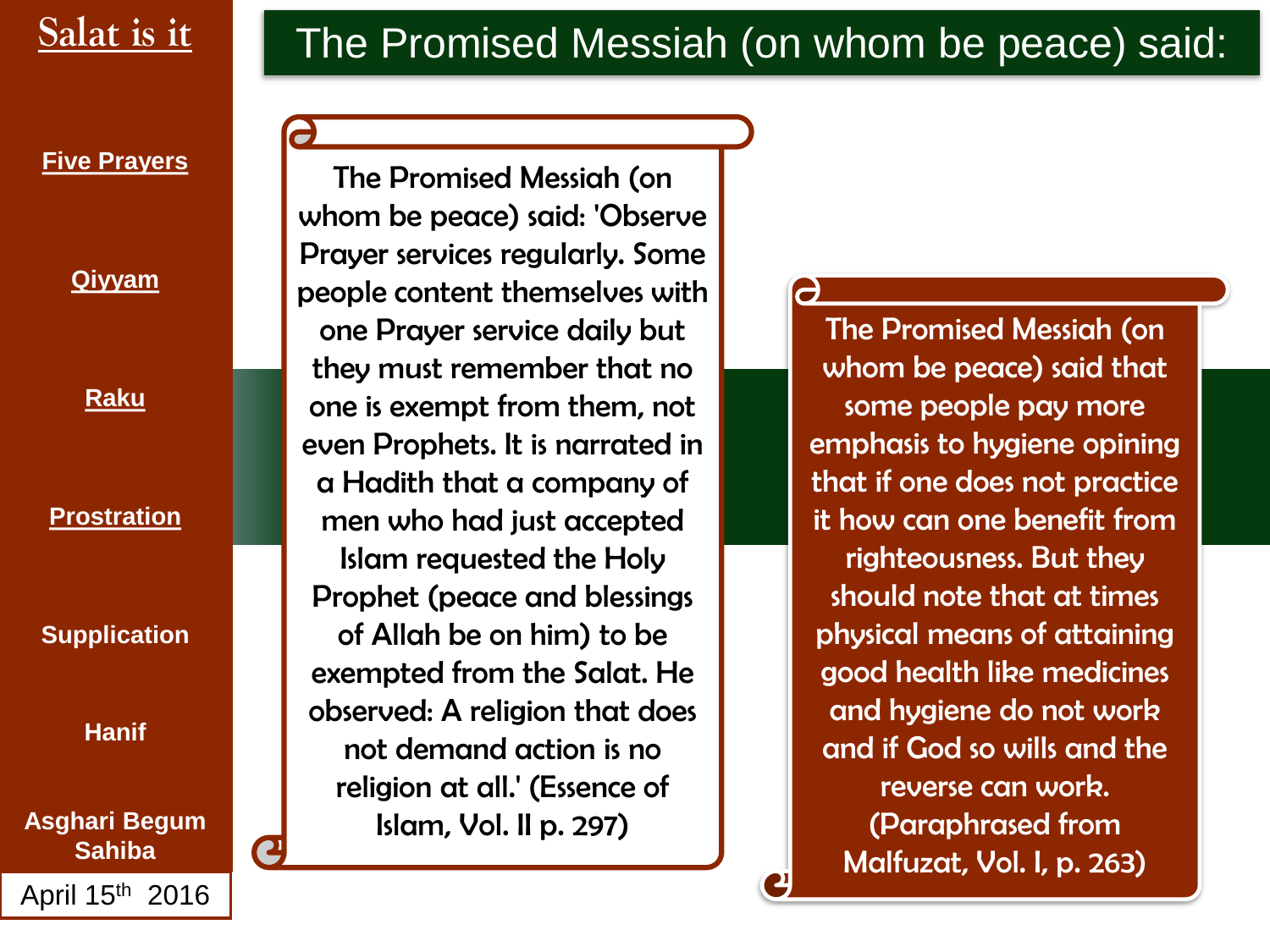# The Promised Messiah (on whom be peace) said:

The Promised Messiah (on whom be peace) said: 'Observe Prayer services regularly. Some people content themselves with one Prayer service daily but they must remember that no one is exempt from them, not even Prophets. It is narrated in a Hadith that a company of men who had just accepted Islam requested the Holy Prophet (peace and blessings of Allah be on him) to be exempted from the Salat. He observed: A religion that does not demand action is no religion at all.' (Essence of Islam, Vol. II p. 297)

The Promised Messiah (on whom be peace) said that some people pay more emphasis to hygiene opining that if one does not practice it how can one benefit from righteousness. But they should note that at times physical means of attaining good health like medicines and hygiene do not work and if God so wills and the reverse can work. (Paraphrased from Malfuzat, Vol. I, p. 263)

Salat is it

- Five Prayers
- Qiyyam
- Raku
- Prostration
- Supplication
- Hanif
- Asghari Begum Sahiba

April 15th 2016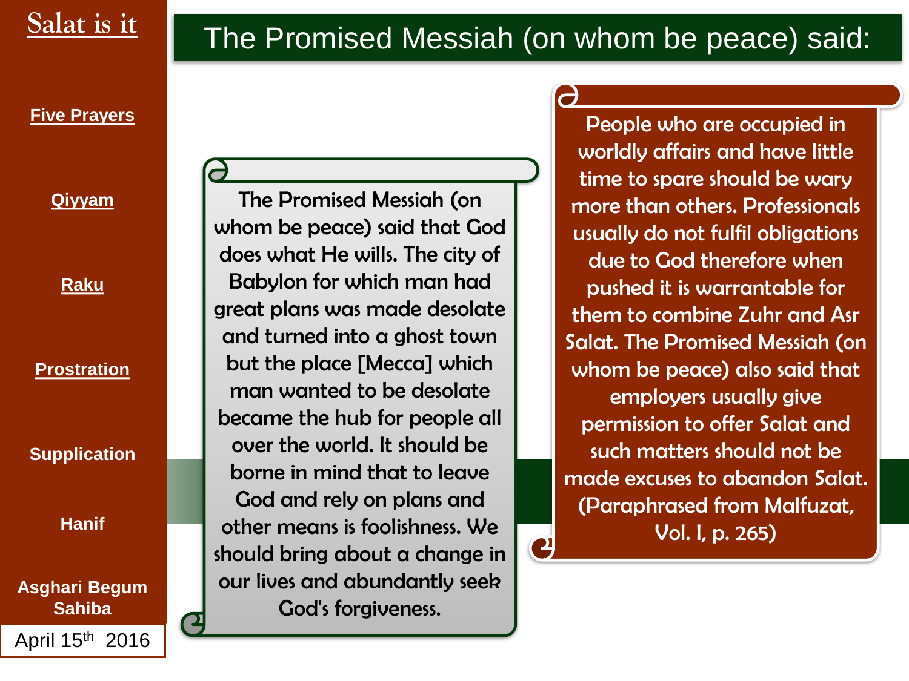# The Promised Messiah (on whom be peace) said:

The Promised Messiah (on whom be peace) said that God does what He wills. The city of Babylon for which man had great plans was made desolate and turned into a ghost town but the place [Mecca] which man wanted to be desolate became the hub for people all over the world. It should be borne in mind that to leave God and rely on plans and other means is foolishness. We should bring about a change in our lives and abundantly seek God's forgiveness.

People who are occupied in worldly affairs and have little time to spare should be wary more than others. Professionals usually do not fulfil obligations due to God therefore when pushed it is warrantable for them to combine Zuhr and Asr Salat. The Promised Messiah (on whom be peace) also said that employers usually give permission to offer Salat and such matters should not be made excuses to abandon Salat. (Paraphrased from Malfuzat, Vol. I, p. 265)

Salat is it

- Five Prayers
- Qiyyam
- Raku
- Prostration
- Supplication
- Hanif

Asghari Begum Sahiba

April 15th 2016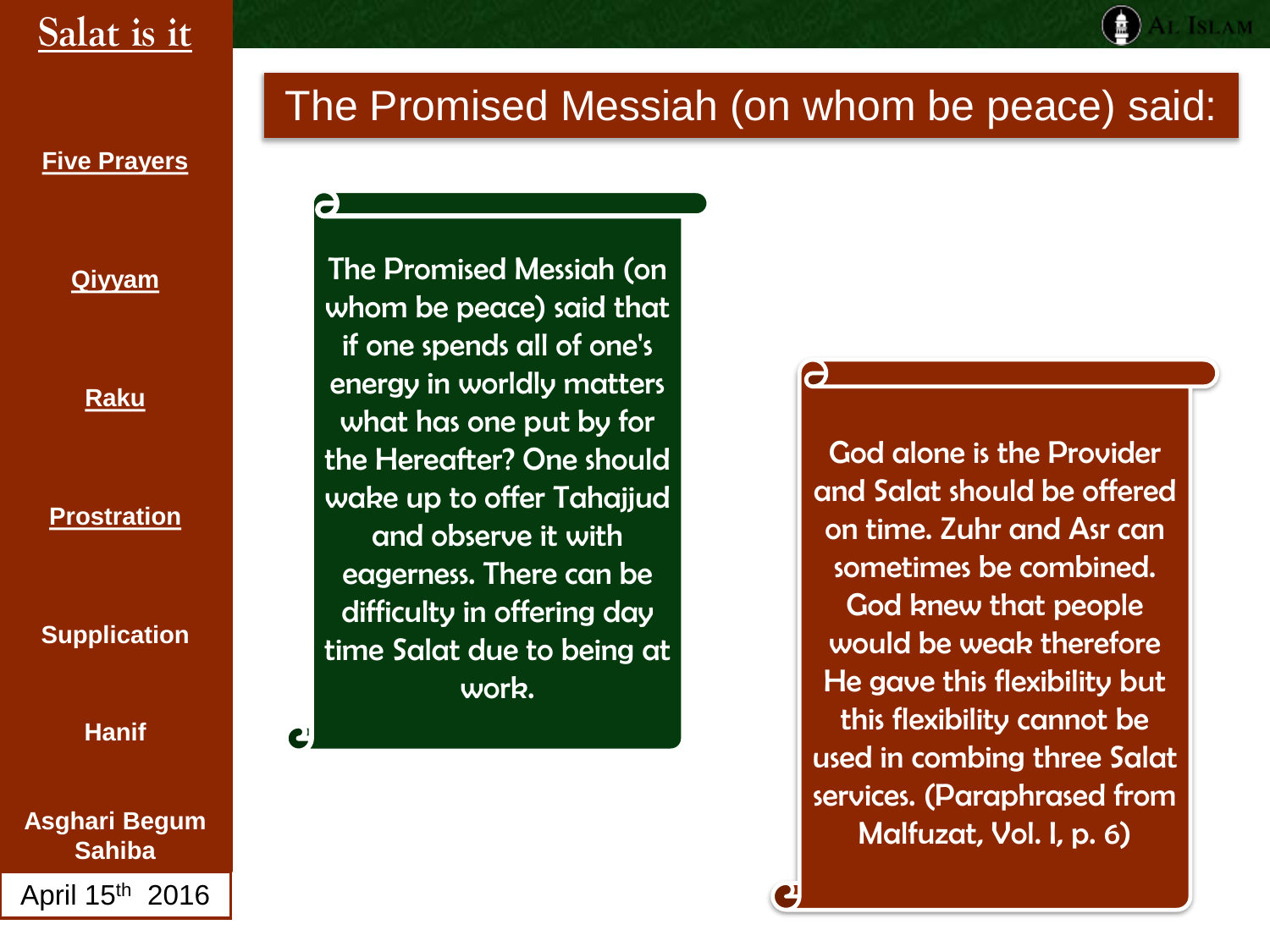Salat is it

- Five Prayers
- Qiyyam
- Raku
- Prostration
- Supplication
- Hanif
- Asghari Begum Sahiba

April 15th 2016

# The Promised Messiah (on whom be peace) said:

The Promised Messiah (on whom be peace) said that if one spends all of one's energy in worldly matters what has one put by for the Hereafter? One should wake up to offer Tahajjud and observe it with eagerness. There can be difficulty in offering day time Salat due to being at work.

God alone is the Provider and Salat should be offered on time. Zuhr and Asr can sometimes be combined. God knew that people would be weak therefore He gave this flexibility but this flexibility cannot be used in combing three Salat services. (Paraphrased from Malfuzat, Vol. I, p. 6)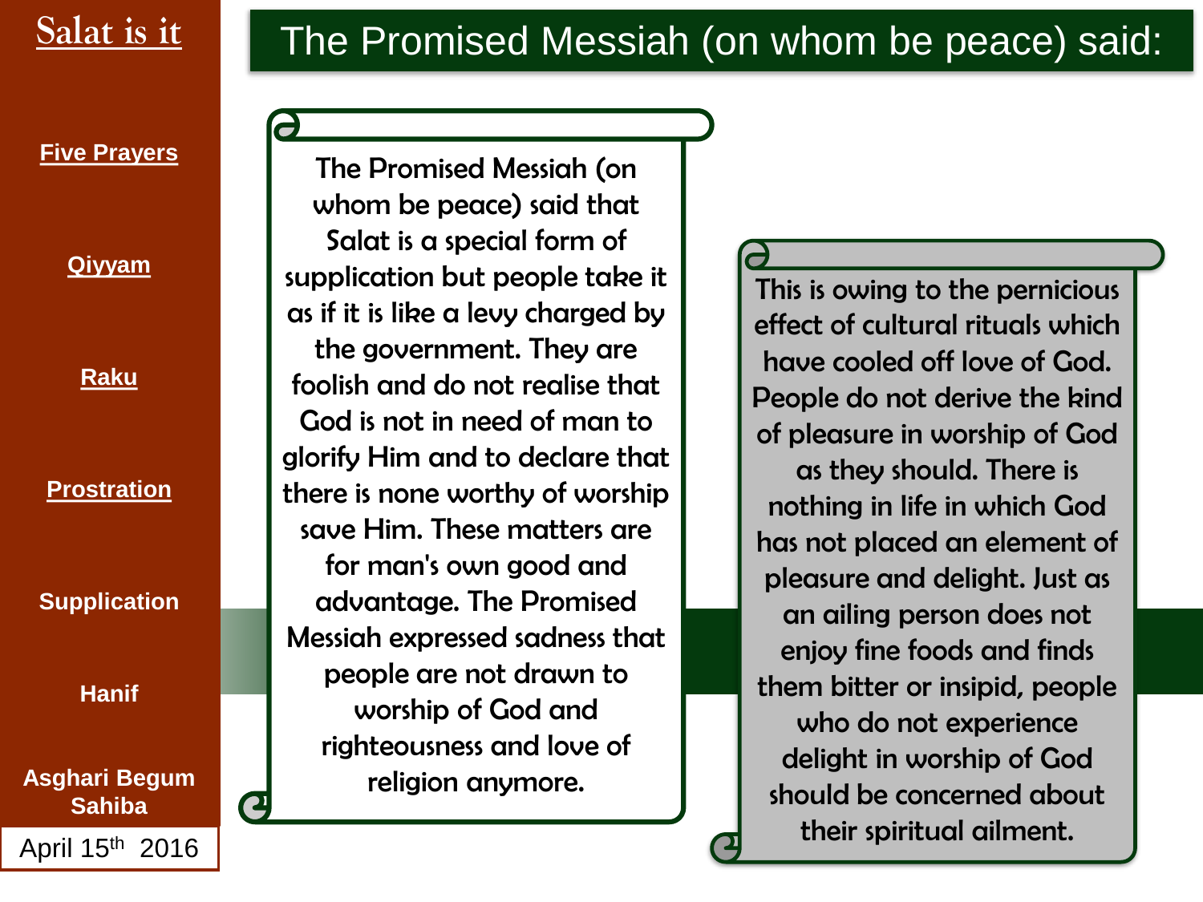# Salat is it

- Five Prayers
- Qiyyam
- Raku
- Prostration
- Supplication
- Hanif
- Asghari Begum Sahiba

April 15th 2016

## The Promised Messiah (on whom be peace) said:

The Promised Messiah (on whom be peace) said that Salat is a special form of supplication but people take it as if it is like a levy charged by the government. They are foolish and do not realise that God is not in need of man to glorify Him and to declare that there is none worthy of worship save Him. These matters are for man's own good and advantage. The Promised Messiah expressed sadness that people are not drawn to worship of God and righteousness and love of religion anymore.

This is owing to the pernicious effect of cultural rituals which have cooled off love of God. People do not derive the kind of pleasure in worship of God as they should. There is nothing in life in which God has not placed an element of pleasure and delight. Just as an ailing person does not enjoy fine foods and finds them bitter or insipid, people who do not experience delight in worship of God should be concerned about their spiritual ailment.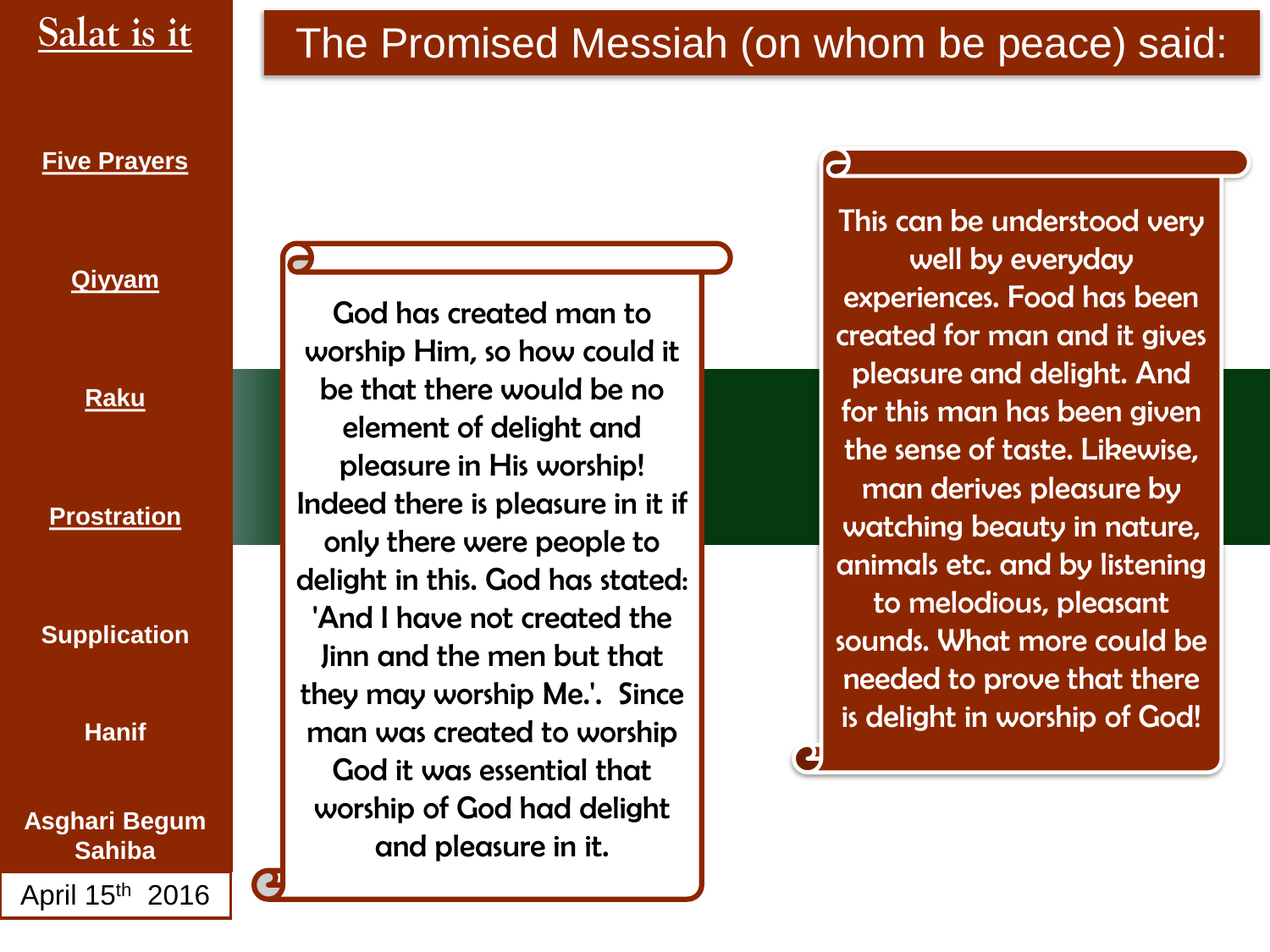Salat is it

- Five Prayers
- Qiyyam
- Raku
- Prostration
- Supplication
- Hanif
- Asghari Begum Sahiba

April 15th 2016

# The Promised Messiah (on whom be peace) said:

God has created man to worship Him, so how could it be that there would be no element of delight and pleasure in His worship! Indeed there is pleasure in it if only there were people to delight in this. God has stated: 'And I have not created the Jinn and the men but that they may worship Me.'. Since man was created to worship God it was essential that worship of God had delight and pleasure in it.

This can be understood very well by everyday experiences. Food has been created for man and it gives pleasure and delight. And for this man has been given the sense of taste. Likewise, man derives pleasure by watching beauty in nature, animals etc. and by listening to melodious, pleasant sounds. What more could be needed to prove that there is delight in worship of God!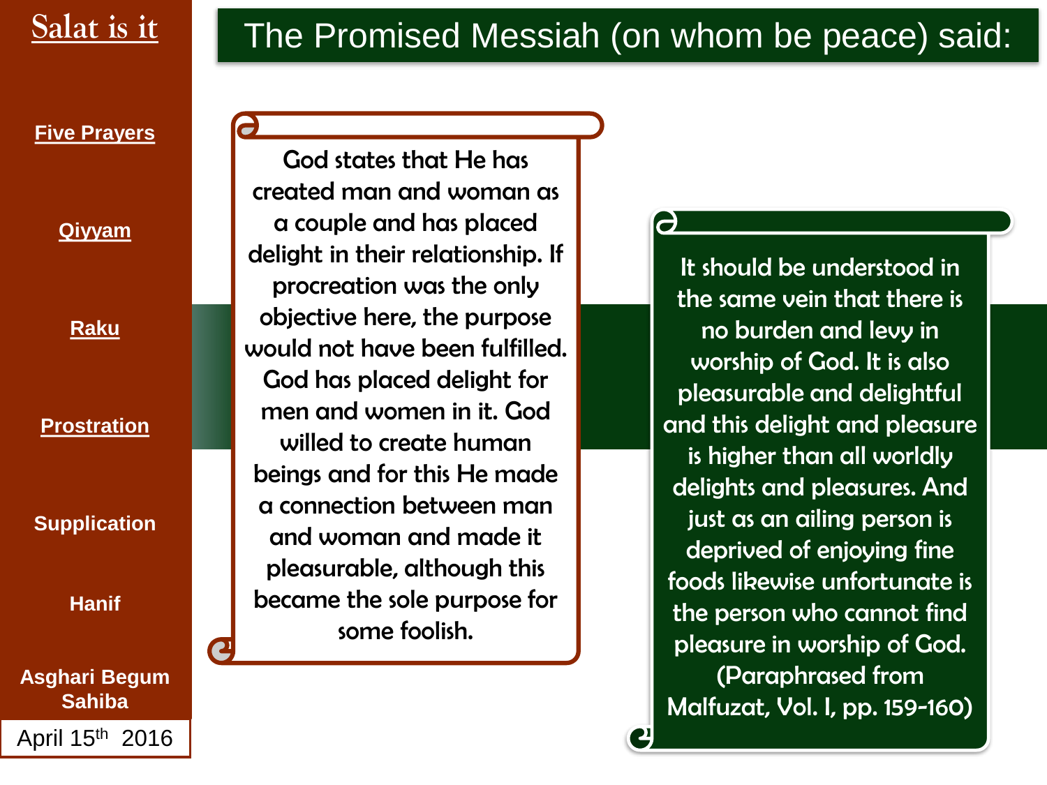# Salat is it

- Five Prayers
- Qiyyam
- Raku
- Prostration
- Supplication
- Hanif

Asghari Begum Sahiba

April 15th 2016

## The Promised Messiah (on whom be peace) said:

God states that He has created man and woman as a couple and has placed delight in their relationship. If procreation was the only objective here, the purpose would not have been fulfilled. God has placed delight for men and women in it. God willed to create human beings and for this He made a connection between man and woman and made it pleasurable, although this became the sole purpose for some foolish.

It should be understood in the same vein that there is no burden and levy in worship of God. It is also pleasurable and delightful and this delight and pleasure is higher than all worldly delights and pleasures. And just as an ailing person is deprived of enjoying fine foods likewise unfortunate is the person who cannot find pleasure in worship of God. (Paraphrased from Malfuzat, Vol. I, pp. 159-160)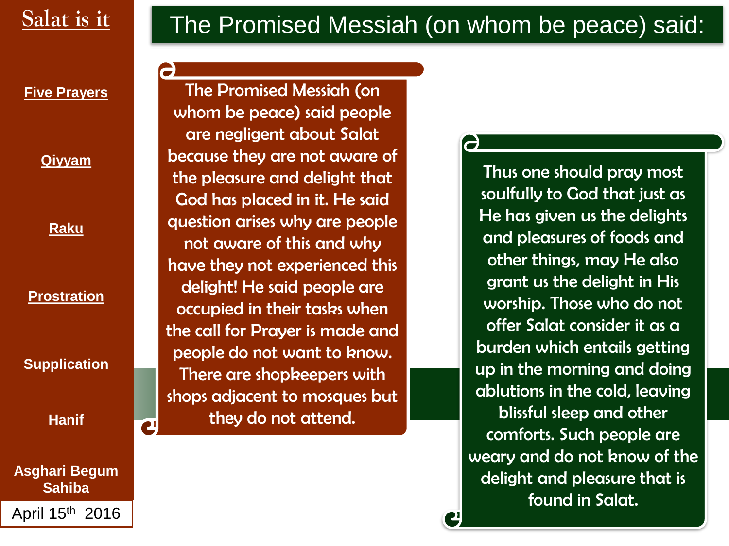# The Promised Messiah (on whom be peace) said:

**Salat is it**

- Five Prayers
- Qiyyam
- Raku
- Prostration
- Supplication
- Hanif
- Asghari Begum Sahiba

April 15th 2016

The Promised Messiah (on whom be peace) said people are negligent about Salat because they are not aware of the pleasure and delight that God has placed in it. He said question arises why are people not aware of this and why have they not experienced this delight! He said people are occupied in their tasks when the call for Prayer is made and people do not want to know. There are shopkeepers with shops adjacent to mosques but they do not attend.

Thus one should pray most soulfully to God that just as He has given us the delights and pleasures of foods and other things, may He also grant us the delight in His worship. Those who do not offer Salat consider it as a burden which entails getting up in the morning and doing ablutions in the cold, leaving blissful sleep and other comforts. Such people are weary and do not know of the delight and pleasure that is found in Salat.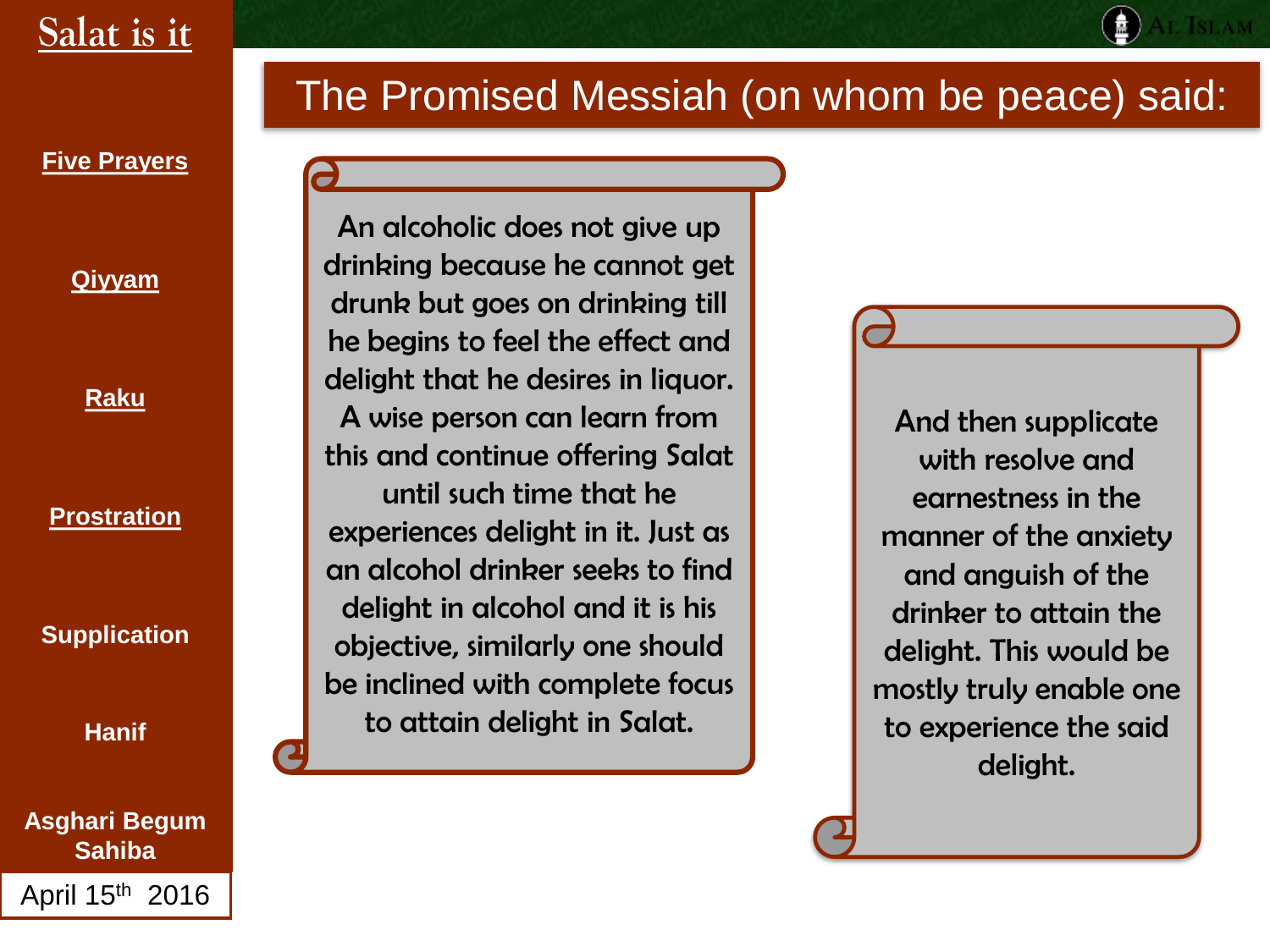# Salat is it

- Five Prayers
- Qiyyam
- Raku
- Prostration
- Supplication
- Hanif
- Asghari Begum Sahiba

April 15th 2016

## The Promised Messiah (on whom be peace) said:

An alcoholic does not give up drinking because he cannot get drunk but goes on drinking till he begins to feel the effect and delight that he desires in liquor. A wise person can learn from this and continue offering Salat until such time that he experiences delight in it. Just as an alcohol drinker seeks to find delight in alcohol and it is his objective, similarly one should be inclined with complete focus to attain delight in Salat.

And then supplicate with resolve and earnestness in the manner of the anxiety and anguish of the drinker to attain the delight. This would be mostly truly enable one to experience the said delight.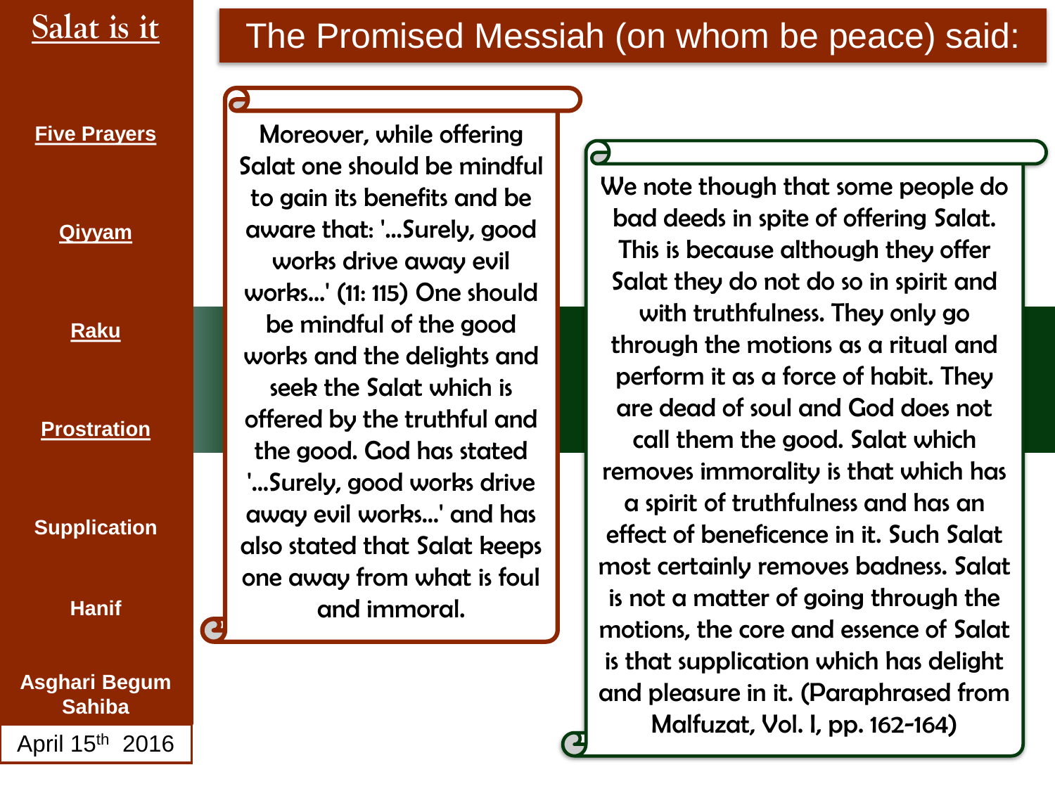Salat is it

- Five Prayers
- Qiyyam
- Raku
- Prostration
- Supplication
- Hanif
- Asghari Begum Sahiba

April 15th 2016

# The Promised Messiah (on whom be peace) said:

Moreover, while offering Salat one should be mindful to gain its benefits and be aware that: '…Surely, good works drive away evil works…' (11: 115) One should be mindful of the good works and the delights and seek the Salat which is offered by the truthful and the good. God has stated '…Surely, good works drive away evil works…' and has also stated that Salat keeps one away from what is foul and immoral.

We note though that some people do bad deeds in spite of offering Salat. This is because although they offer Salat they do not do so in spirit and with truthfulness. They only go through the motions as a ritual and perform it as a force of habit. They are dead of soul and God does not call them the good. Salat which removes immorality is that which has a spirit of truthfulness and has an effect of beneficence in it. Such Salat most certainly removes badness. Salat is not a matter of going through the motions, the core and essence of Salat is that supplication which has delight and pleasure in it. (Paraphrased from Malfuzat, Vol. I, pp. 162-164)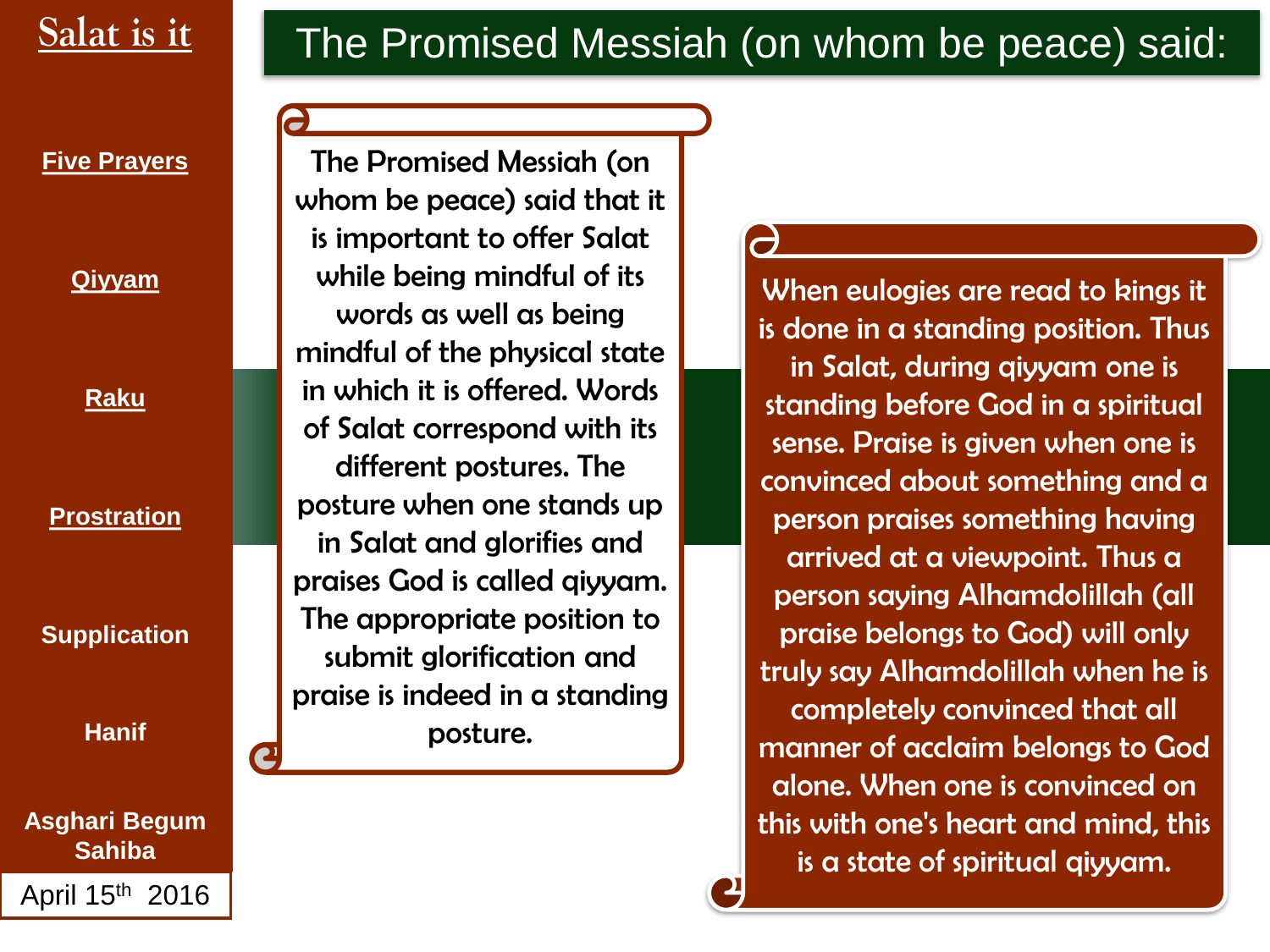# The Promised Messiah (on whom be peace) said:

**Salat is it**

- Five Prayers
- Qiyyam
- Raku
- Prostration
- Supplication
- Hanif

Asghari Begum Sahiba

April 15th 2016

The Promised Messiah (on whom be peace) said that it is important to offer Salat while being mindful of its words as well as being mindful of the physical state in which it is offered. Words of Salat correspond with its different postures. The posture when one stands up in Salat and glorifies and praises God is called qiyyam. The appropriate position to submit glorification and praise is indeed in a standing posture.

When eulogies are read to kings it is done in a standing position. Thus in Salat, during qiyyam one is standing before God in a spiritual sense. Praise is given when one is convinced about something and a person praises something having arrived at a viewpoint. Thus a person saying Alhamdolillah (all praise belongs to God) will only truly say Alhamdolillah when he is completely convinced that all manner of acclaim belongs to God alone. When one is convinced on this with one's heart and mind, this is a state of spiritual qiyyam.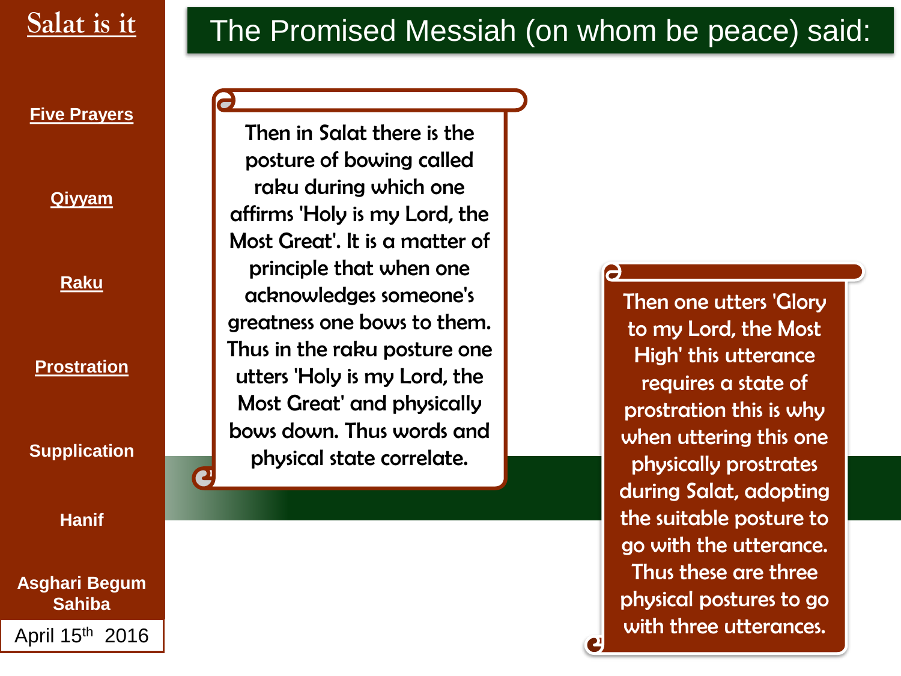# Salat is it

- Five Prayers
- Qiyyam
- Raku
- Prostration
- Supplication
- Hanif
- Asghari Begum Sahiba

April 15th 2016

## The Promised Messiah (on whom be peace) said:

Then in Salat there is the posture of bowing called raku during which one affirms 'Holy is my Lord, the Most Great'. It is a matter of principle that when one acknowledges someone's greatness one bows to them. Thus in the raku posture one utters 'Holy is my Lord, the Most Great' and physically bows down. Thus words and physical state correlate.

Then one utters 'Glory to my Lord, the Most High' this utterance requires a state of prostration this is why when uttering this one physically prostrates during Salat, adopting the suitable posture to go with the utterance. Thus these are three physical postures to go with three utterances.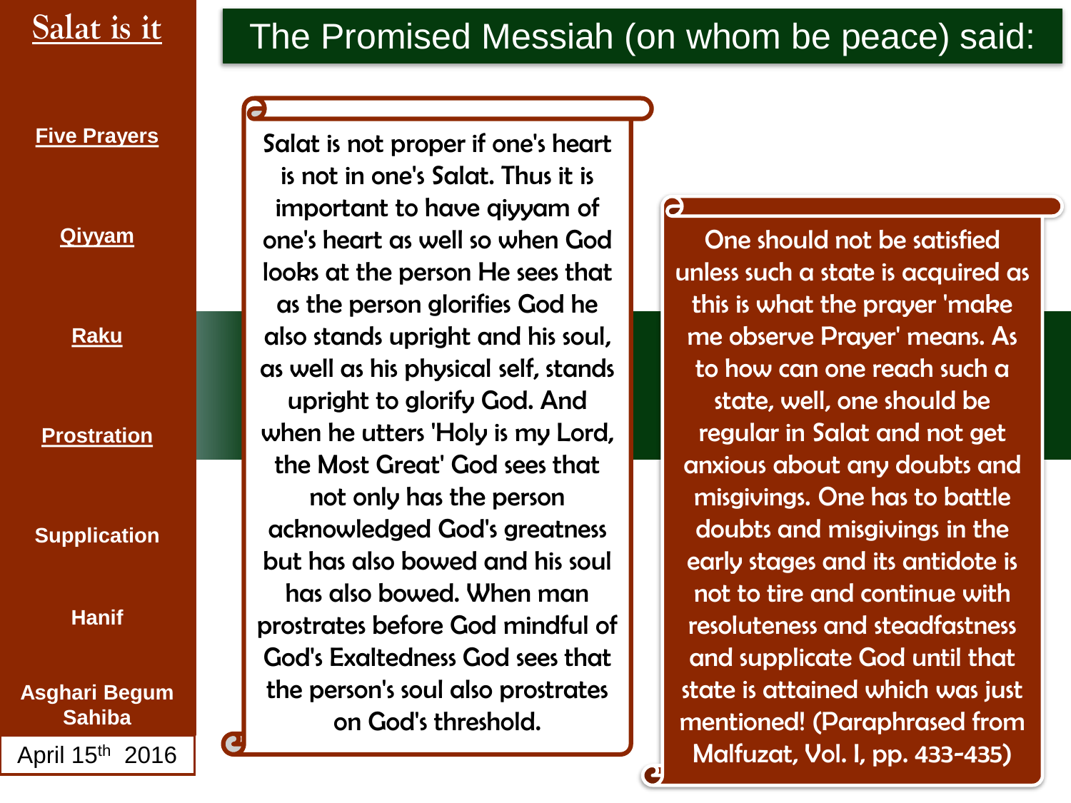# The Promised Messiah (on whom be peace) said:

Salat is it

- Five Prayers
- Qiyyam
- Raku
- Prostration
- Supplication
- Hanif
- Asghari Begum Sahiba

April 15th 2016

Salat is not proper if one's heart is not in one's Salat. Thus it is important to have qiyyam of one's heart as well so when God looks at the person He sees that as the person glorifies God he also stands upright and his soul, as well as his physical self, stands upright to glorify God. And when he utters 'Holy is my Lord, the Most Great' God sees that not only has the person acknowledged God's greatness but has also bowed and his soul has also bowed. When man prostrates before God mindful of God's Exaltedness God sees that the person's soul also prostrates on God's threshold.

One should not be satisfied unless such a state is acquired as this is what the prayer 'make me observe Prayer' means. As to how can one reach such a state, well, one should be regular in Salat and not get anxious about any doubts and misgivings. One has to battle doubts and misgivings in the early stages and its antidote is not to tire and continue with resoluteness and steadfastness and supplicate God until that state is attained which was just mentioned! (Paraphrased from Malfuzat, Vol. I, pp. 433-435)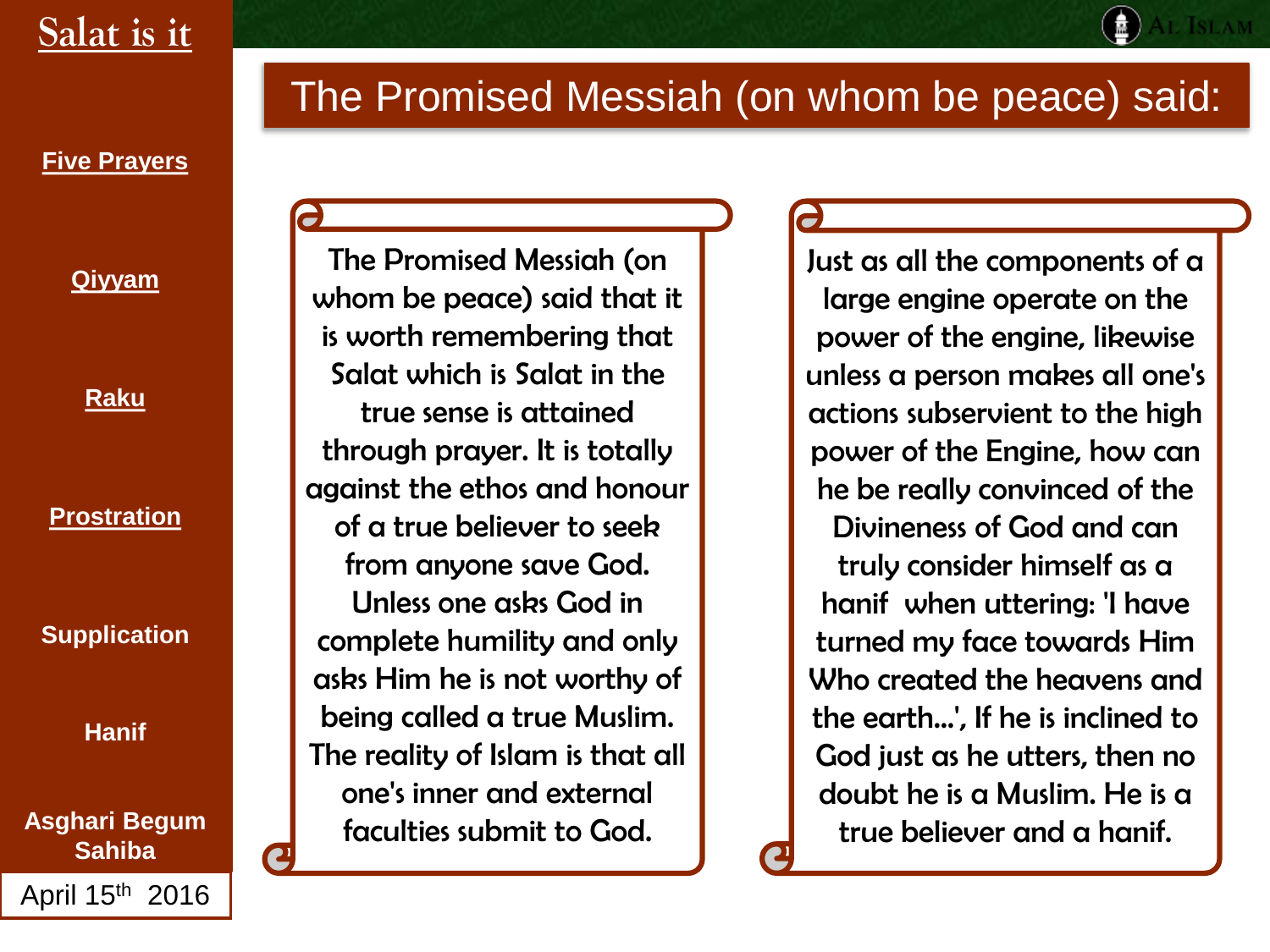Salat is it

- Five Prayers
- Qiyyam
- Raku
- Prostration
- Supplication
- Hanif
- Asghari Begum Sahiba

April 15th 2016

# The Promised Messiah (on whom be peace) said:

The Promised Messiah (on whom be peace) said that it is worth remembering that Salat which is Salat in the true sense is attained through prayer. It is totally against the ethos and honour of a true believer to seek from anyone save God. Unless one asks God in complete humility and only asks Him he is not worthy of being called a true Muslim. The reality of Islam is that all one's inner and external faculties submit to God.

Just as all the components of a large engine operate on the power of the engine, likewise unless a person makes all one's actions subservient to the high power of the Engine, how can he be really convinced of the Divineness of God and can truly consider himself as a hanif when uttering: 'I have turned my face towards Him Who created the heavens and the earth...', If he is inclined to God just as he utters, then no doubt he is a Muslim. He is a true believer and a hanif.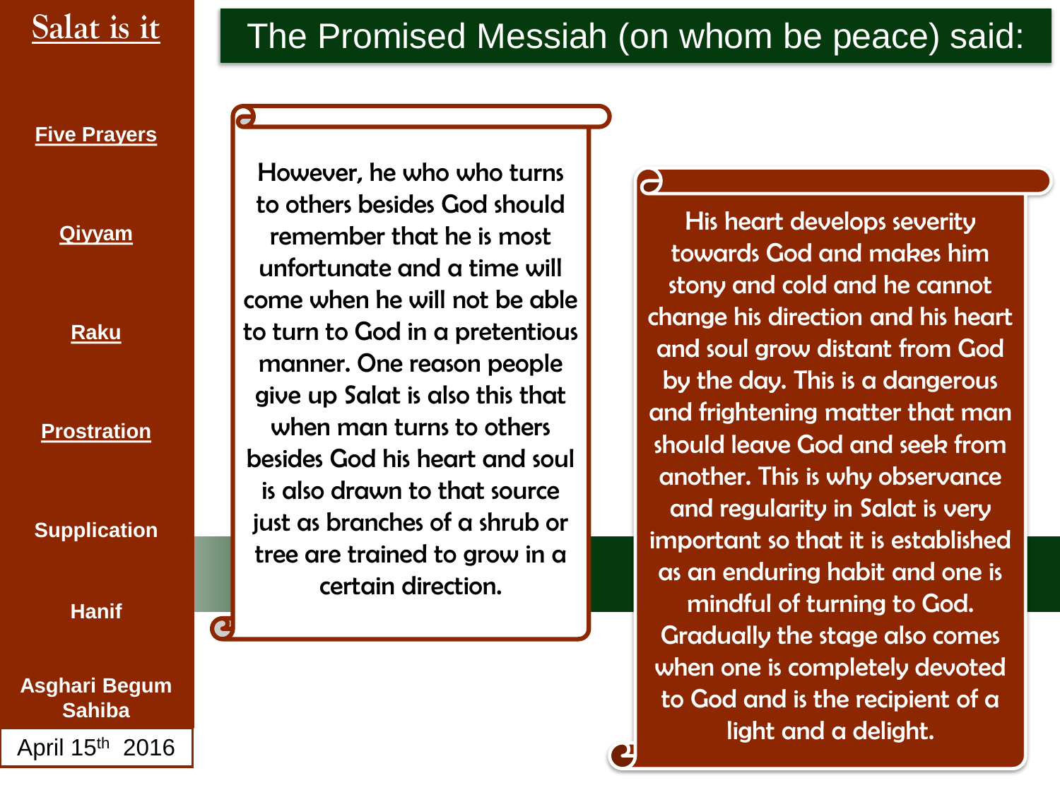# Salat is it

- Five Prayers
- Qiyyam
- Raku
- Prostration
- Supplication
- Hanif

Asghari Begum Sahiba

April 15th 2016

## The Promised Messiah (on whom be peace) said:

However, he who who turns to others besides God should remember that he is most unfortunate and a time will come when he will not be able to turn to God in a pretentious manner. One reason people give up Salat is also this that when man turns to others besides God his heart and soul is also drawn to that source just as branches of a shrub or tree are trained to grow in a certain direction.

His heart develops severity towards God and makes him stony and cold and he cannot change his direction and his heart and soul grow distant from God by the day. This is a dangerous and frightening matter that man should leave God and seek from another. This is why observance and regularity in Salat is very important so that it is established as an enduring habit and one is mindful of turning to God. Gradually the stage also comes when one is completely devoted to God and is the recipient of a light and a delight.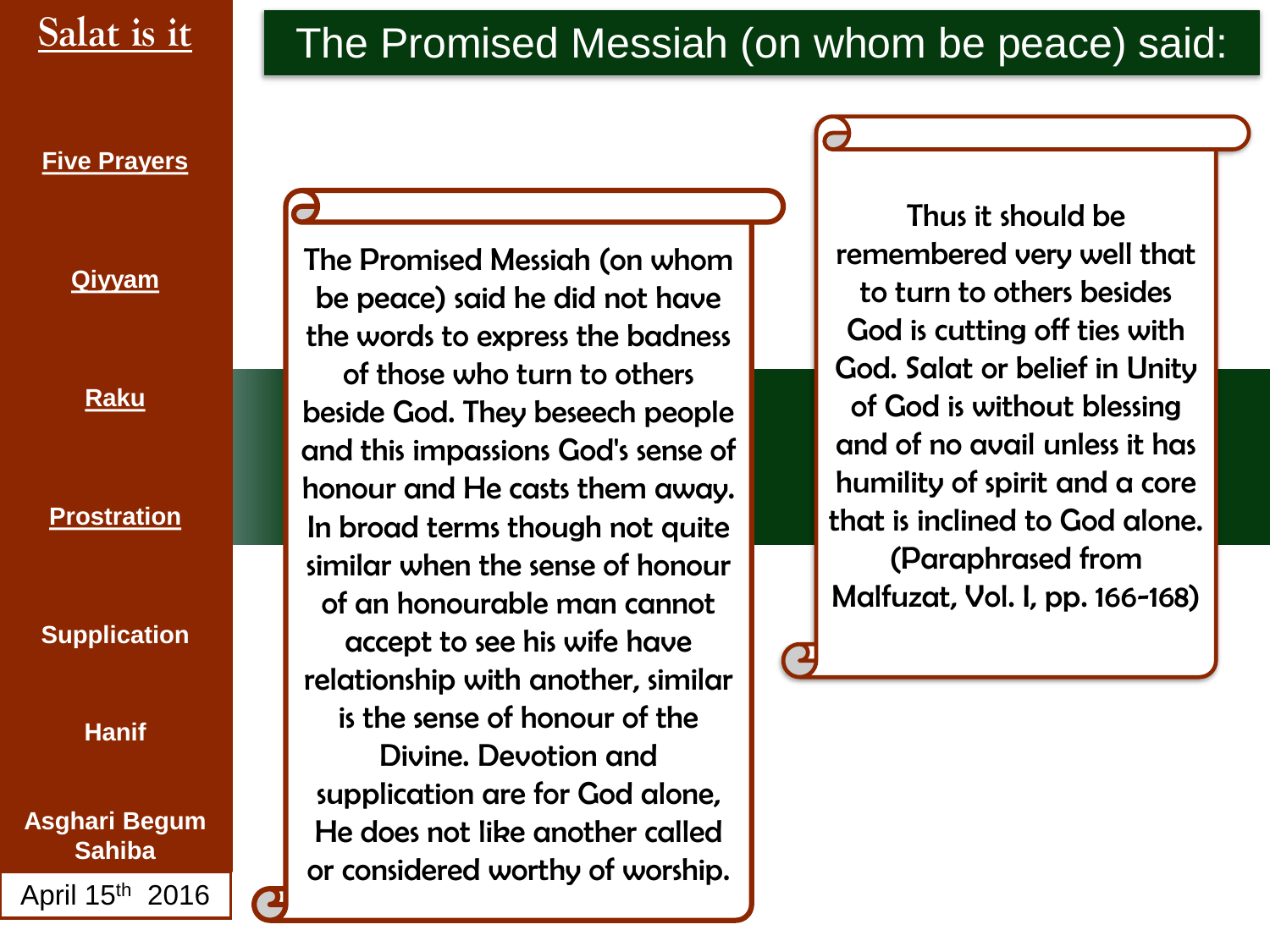# The Promised Messiah (on whom be peace) said:

The Promised Messiah (on whom be peace) said he did not have the words to express the badness of those who turn to others beside God. They beseech people and this impassions God's sense of honour and He casts them away. In broad terms though not quite similar when the sense of honour of an honourable man cannot accept to see his wife have relationship with another, similar is the sense of honour of the Divine. Devotion and supplication are for God alone, He does not like another called or considered worthy of worship.

Thus it should be remembered very well that to turn to others besides God is cutting off ties with God. Salat or belief in Unity of God is without blessing and of no avail unless it has humility of spirit and a core that is inclined to God alone. (Paraphrased from Malfuzat, Vol. I, pp. 166-168)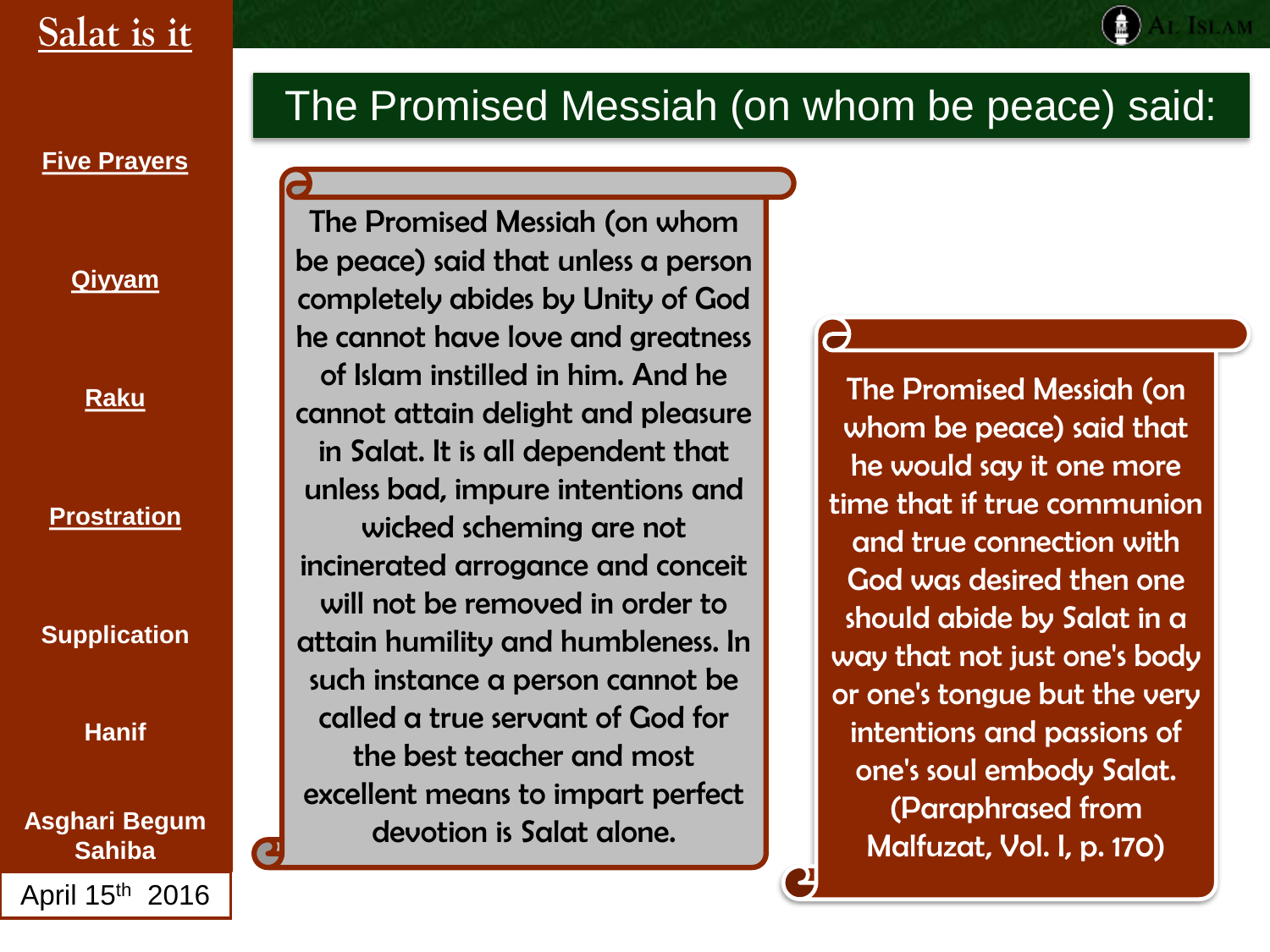# The Promised Messiah (on whom be peace) said:

The Promised Messiah (on whom be peace) said that unless a person completely abides by Unity of God he cannot have love and greatness of Islam instilled in him. And he cannot attain delight and pleasure in Salat. It is all dependent that unless bad, impure intentions and wicked scheming are not incinerated arrogance and conceit will not be removed in order to attain humility and humbleness. In such instance a person cannot be called a true servant of God for the best teacher and most excellent means to impart perfect devotion is Salat alone.

The Promised Messiah (on whom be peace) said that he would say it one more time that if true communion and true connection with God was desired then one should abide by Salat in a way that not just one's body or one's tongue but the very intentions and passions of one's soul embody Salat. (Paraphrased from Malfuzat, Vol. I, p. 170)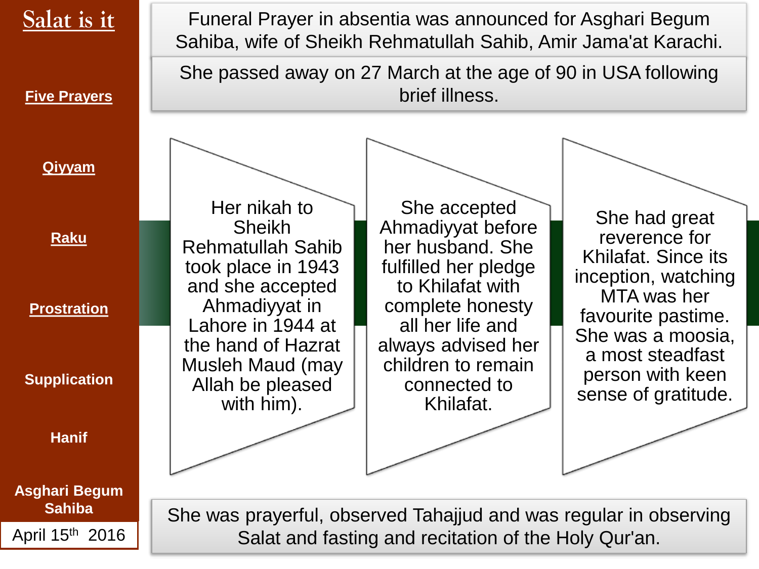# Salat is it

- Five Prayers
- Qiyyam
- Raku
- Prostration
- Supplication
- Hanif
- Asghari Begum Sahiba

April 15th 2016

Funeral Prayer in absentia was announced for Asghari Begum Sahiba, wife of Sheikh Rehmatullah Sahib, Amir Jama'at Karachi.

She passed away on 27 March at the age of 90 in USA following brief illness.

Her nikah to Sheikh Rehmatullah Sahib took place in 1943 and she accepted Ahmadiyyat in Lahore in 1944 at the hand of Hazrat Musleh Maud (may Allah be pleased with him).

She accepted Ahmadiyyat before her husband. She fulfilled her pledge to Khilafat with complete honesty all her life and always advised her children to remain connected to Khilafat.

She had great reverence for Khilafat. Since its inception, watching MTA was her favourite pastime. She was a moosia, a most steadfast person with keen sense of gratitude.

She was prayerful, observed Tahajjud and was regular in observing Salat and fasting and recitation of the Holy Qur'an.